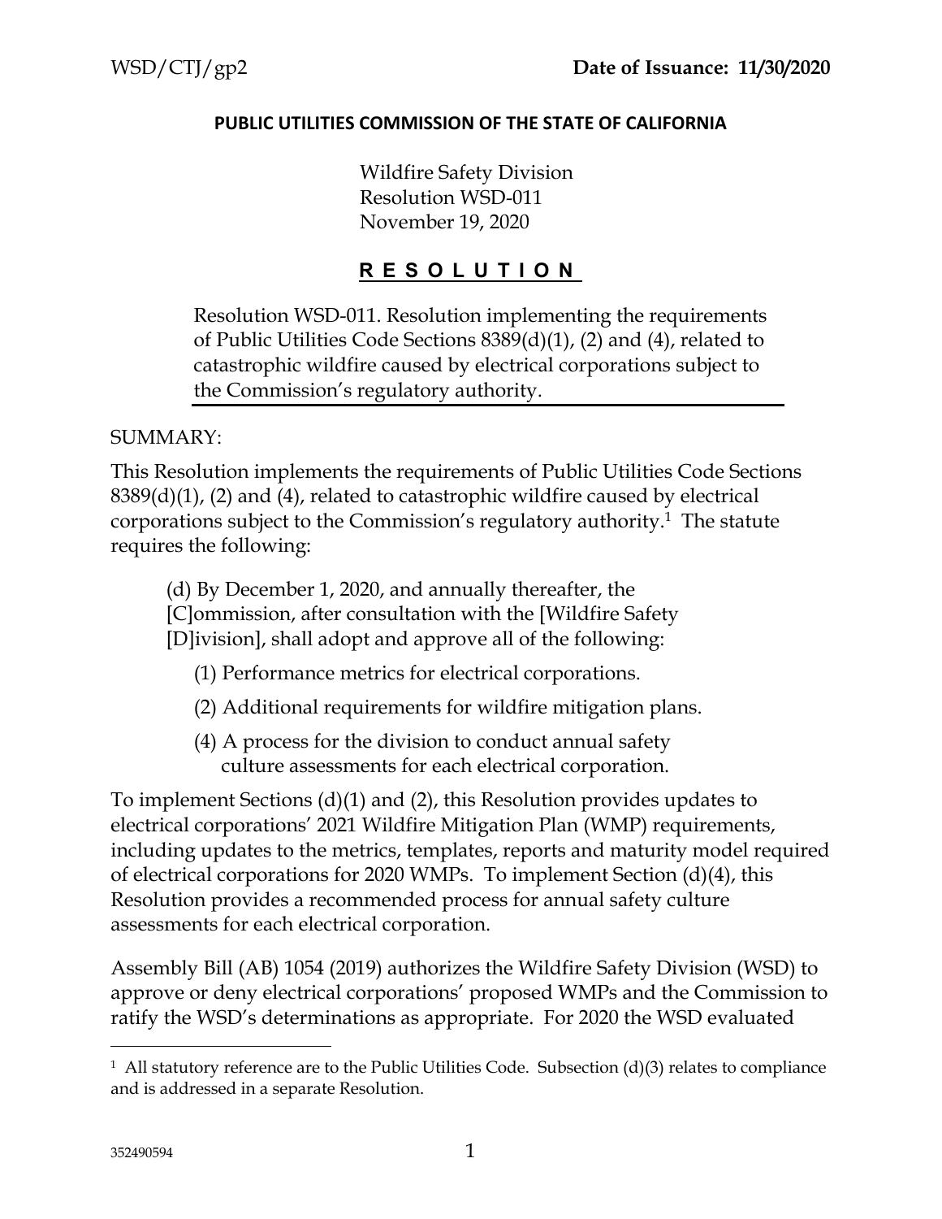WSD/CTJ/gp2 **Date of Issuance: 11/30/2020**

**PUBLIC UTILITIES COMMISSION OF THE STATE OF CALIFORNIA**

Wildfire Safety Division
Resolution WSD-011
November 19, 2020

## R E S O L U T I O N

Resolution WSD-011. Resolution implementing the requirements of Public Utilities Code Sections 8389(d)(1), (2) and (4), related to catastrophic wildfire caused by electrical corporations subject to the Commission's regulatory authority.

SUMMARY:

This Resolution implements the requirements of Public Utilities Code Sections 8389(d)(1), (2) and (4), related to catastrophic wildfire caused by electrical corporations subject to the Commission's regulatory authority.[1] The statute requires the following:

> (d) By December 1, 2020, and annually thereafter, the [C]ommission, after consultation with the [Wildfire Safety [D]ivision], shall adopt and approve all of the following:
>
> (1) Performance metrics for electrical corporations.
>
> (2) Additional requirements for wildfire mitigation plans.
>
> (4) A process for the division to conduct annual safety culture assessments for each electrical corporation.

To implement Sections (d)(1) and (2), this Resolution provides updates to electrical corporations' 2021 Wildfire Mitigation Plan (WMP) requirements, including updates to the metrics, templates, reports and maturity model required of electrical corporations for 2020 WMPs. To implement Section (d)(4), this Resolution provides a recommended process for annual safety culture assessments for each electrical corporation.

Assembly Bill (AB) 1054 (2019) authorizes the Wildfire Safety Division (WSD) to approve or deny electrical corporations' proposed WMPs and the Commission to ratify the WSD's determinations as appropriate. For 2020 the WSD evaluated

[1] All statutory reference are to the Public Utilities Code. Subsection (d)(3) relates to compliance and is addressed in a separate Resolution.

352490594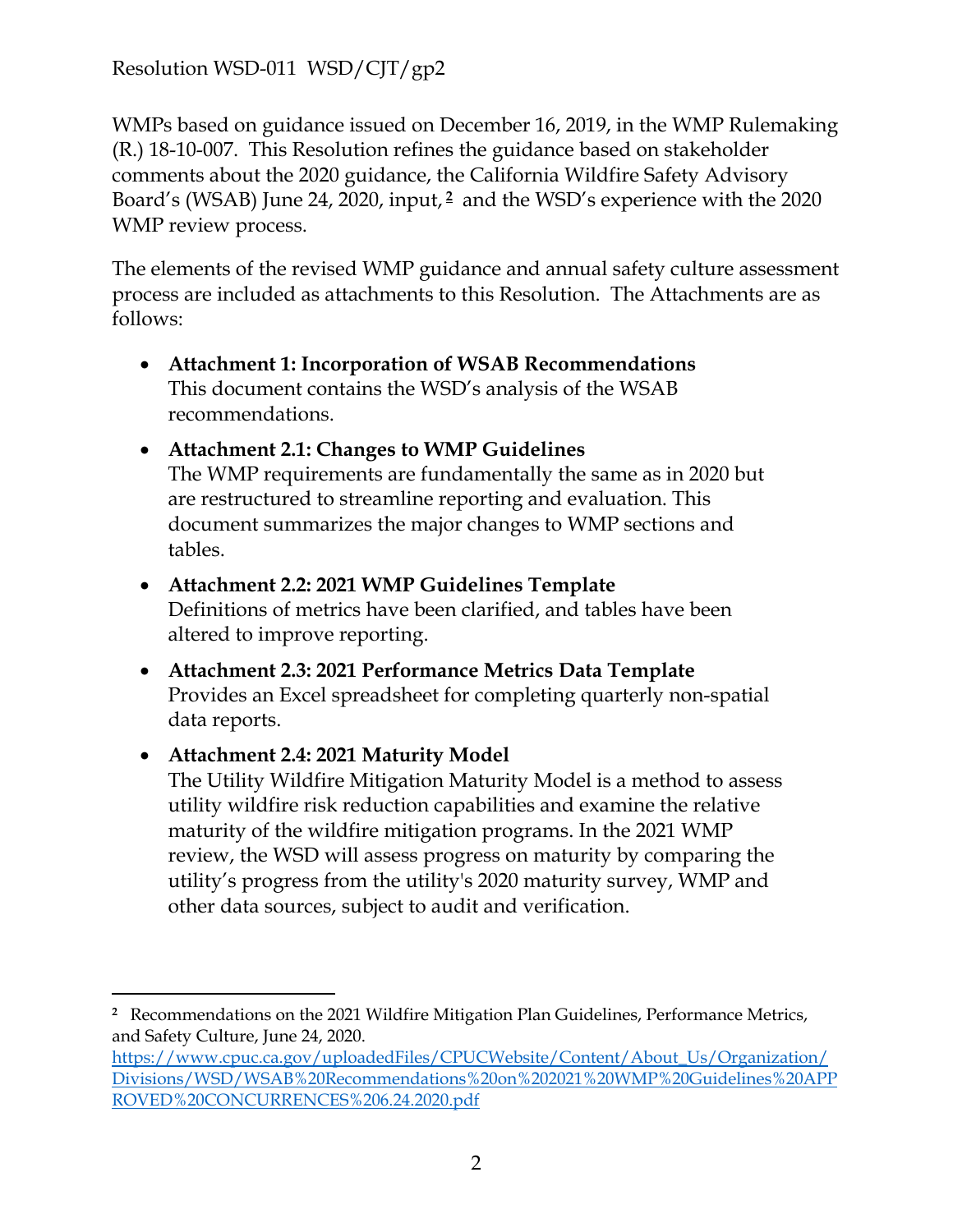WMPs based on guidance issued on December 16, 2019, in the WMP Rulemaking (R.) 18-10-007. This Resolution refines the guidance based on stakeholder comments about the 2020 guidance, the California Wildfire Safety Advisory Board's (WSAB) June 24, 2020, input,[2] and the WSD's experience with the 2020 WMP review process.

The elements of the revised WMP guidance and annual safety culture assessment process are included as attachments to this Resolution. The Attachments are as follows:

- **Attachment 1: Incorporation of WSAB Recommendations**
  This document contains the WSD's analysis of the WSAB recommendations.
- **Attachment 2.1: Changes to WMP Guidelines**
  The WMP requirements are fundamentally the same as in 2020 but are restructured to streamline reporting and evaluation. This document summarizes the major changes to WMP sections and tables.
- **Attachment 2.2: 2021 WMP Guidelines Template**
  Definitions of metrics have been clarified, and tables have been altered to improve reporting.
- **Attachment 2.3: 2021 Performance Metrics Data Template**
  Provides an Excel spreadsheet for completing quarterly non-spatial data reports.
- **Attachment 2.4: 2021 Maturity Model**
  The Utility Wildfire Mitigation Maturity Model is a method to assess utility wildfire risk reduction capabilities and examine the relative maturity of the wildfire mitigation programs. In the 2021 WMP review, the WSD will assess progress on maturity by comparing the utility's progress from the utility's 2020 maturity survey, WMP and other data sources, subject to audit and verification.

---

[2] Recommendations on the 2021 Wildfire Mitigation Plan Guidelines, Performance Metrics, and Safety Culture, June 24, 2020.
https://www.cpuc.ca.gov/uploadedFiles/CPUCWebsite/Content/About_Us/Organization/Divisions/WSD/WSAB%20Recommendations%20on%202021%20WMP%20Guidelines%20APPROVED%20CONCURRENCES%206.24.2020.pdf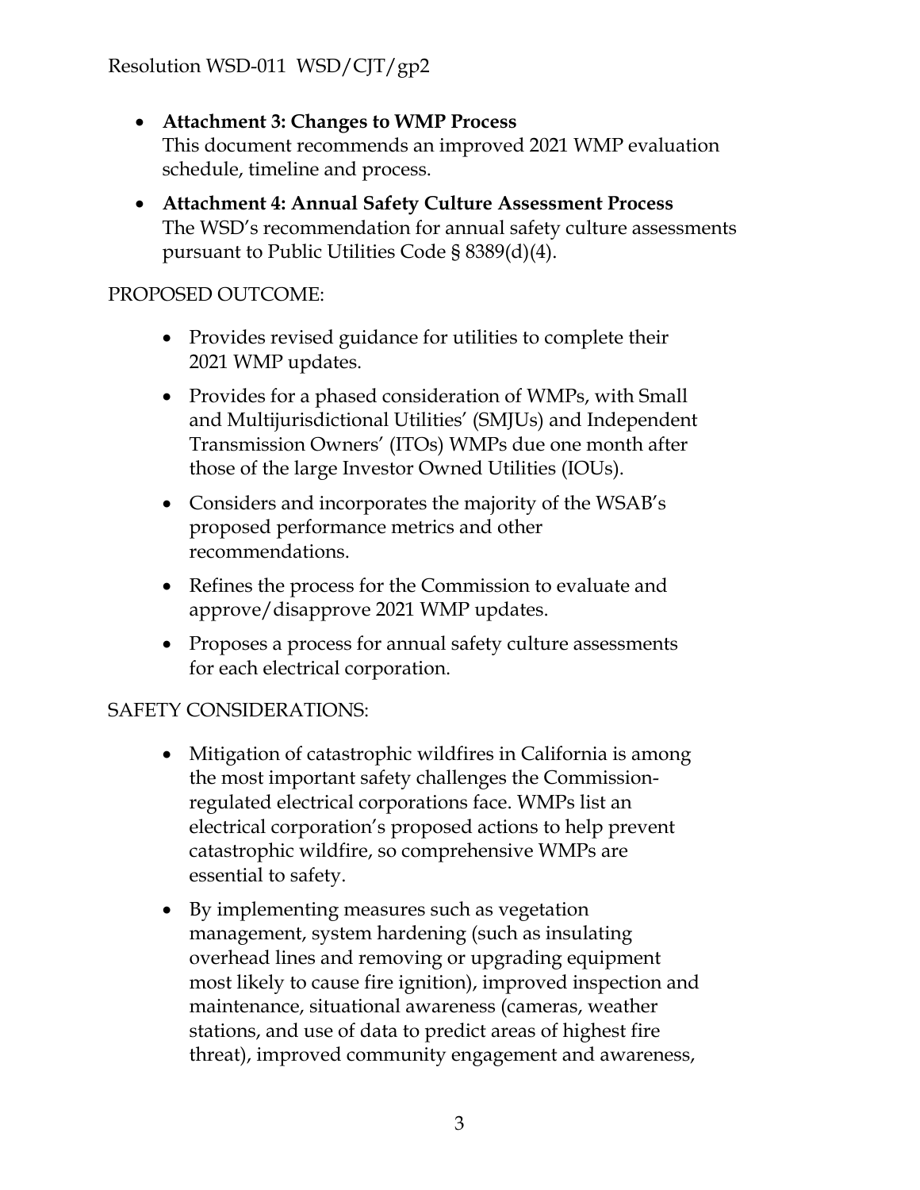- **Attachment 3: Changes to WMP Process**
  This document recommends an improved 2021 WMP evaluation schedule, timeline and process.
- **Attachment 4: Annual Safety Culture Assessment Process**
  The WSD's recommendation for annual safety culture assessments pursuant to Public Utilities Code § 8389(d)(4).

PROPOSED OUTCOME:

- Provides revised guidance for utilities to complete their 2021 WMP updates.
- Provides for a phased consideration of WMPs, with Small and Multijurisdictional Utilities' (SMJUs) and Independent Transmission Owners' (ITOs) WMPs due one month after those of the large Investor Owned Utilities (IOUs).
- Considers and incorporates the majority of the WSAB's proposed performance metrics and other recommendations.
- Refines the process for the Commission to evaluate and approve/disapprove 2021 WMP updates.
- Proposes a process for annual safety culture assessments for each electrical corporation.

SAFETY CONSIDERATIONS:

- Mitigation of catastrophic wildfires in California is among the most important safety challenges the Commission-regulated electrical corporations face. WMPs list an electrical corporation's proposed actions to help prevent catastrophic wildfire, so comprehensive WMPs are essential to safety.
- By implementing measures such as vegetation management, system hardening (such as insulating overhead lines and removing or upgrading equipment most likely to cause fire ignition), improved inspection and maintenance, situational awareness (cameras, weather stations, and use of data to predict areas of highest fire threat), improved community engagement and awareness,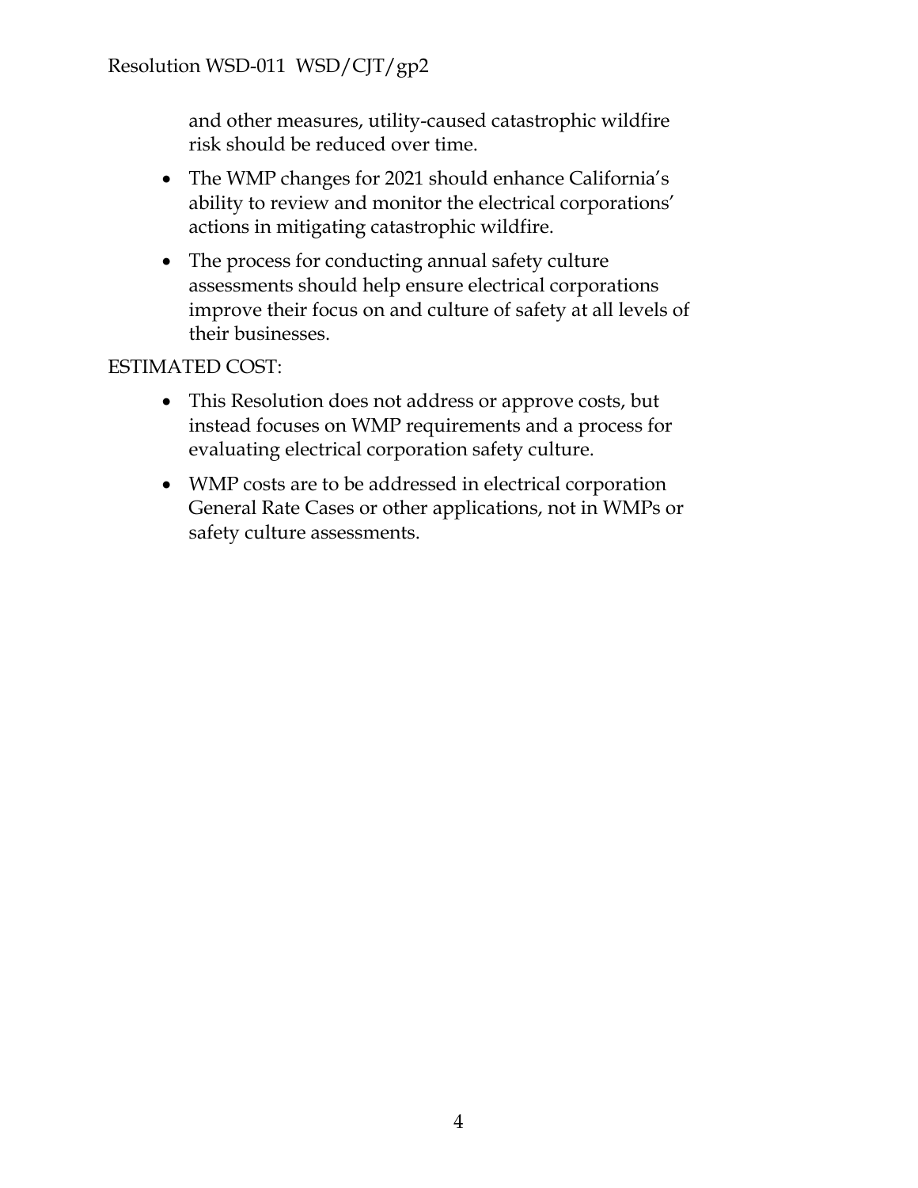and other measures, utility-caused catastrophic wildfire risk should be reduced over time.

- The WMP changes for 2021 should enhance California's ability to review and monitor the electrical corporations' actions in mitigating catastrophic wildfire.
- The process for conducting annual safety culture assessments should help ensure electrical corporations improve their focus on and culture of safety at all levels of their businesses.

ESTIMATED COST:

- This Resolution does not address or approve costs, but instead focuses on WMP requirements and a process for evaluating electrical corporation safety culture.
- WMP costs are to be addressed in electrical corporation General Rate Cases or other applications, not in WMPs or safety culture assessments.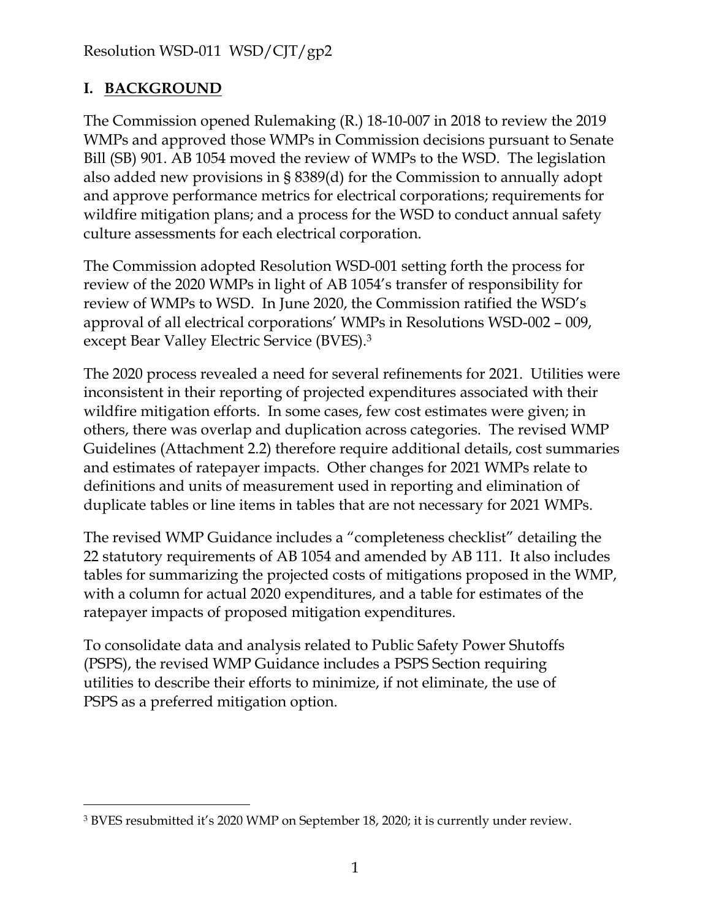## I. BACKGROUND

The Commission opened Rulemaking (R.) 18-10-007 in 2018 to review the 2019 WMPs and approved those WMPs in Commission decisions pursuant to Senate Bill (SB) 901. AB 1054 moved the review of WMPs to the WSD. The legislation also added new provisions in § 8389(d) for the Commission to annually adopt and approve performance metrics for electrical corporations; requirements for wildfire mitigation plans; and a process for the WSD to conduct annual safety culture assessments for each electrical corporation.

The Commission adopted Resolution WSD-001 setting forth the process for review of the 2020 WMPs in light of AB 1054's transfer of responsibility for review of WMPs to WSD. In June 2020, the Commission ratified the WSD's approval of all electrical corporations' WMPs in Resolutions WSD-002 – 009, except Bear Valley Electric Service (BVES).[3]

The 2020 process revealed a need for several refinements for 2021. Utilities were inconsistent in their reporting of projected expenditures associated with their wildfire mitigation efforts. In some cases, few cost estimates were given; in others, there was overlap and duplication across categories. The revised WMP Guidelines (Attachment 2.2) therefore require additional details, cost summaries and estimates of ratepayer impacts. Other changes for 2021 WMPs relate to definitions and units of measurement used in reporting and elimination of duplicate tables or line items in tables that are not necessary for 2021 WMPs.

The revised WMP Guidance includes a "completeness checklist" detailing the 22 statutory requirements of AB 1054 and amended by AB 111. It also includes tables for summarizing the projected costs of mitigations proposed in the WMP, with a column for actual 2020 expenditures, and a table for estimates of the ratepayer impacts of proposed mitigation expenditures.

To consolidate data and analysis related to Public Safety Power Shutoffs (PSPS), the revised WMP Guidance includes a PSPS Section requiring utilities to describe their efforts to minimize, if not eliminate, the use of PSPS as a preferred mitigation option.

---

[3] BVES resubmitted it's 2020 WMP on September 18, 2020; it is currently under review.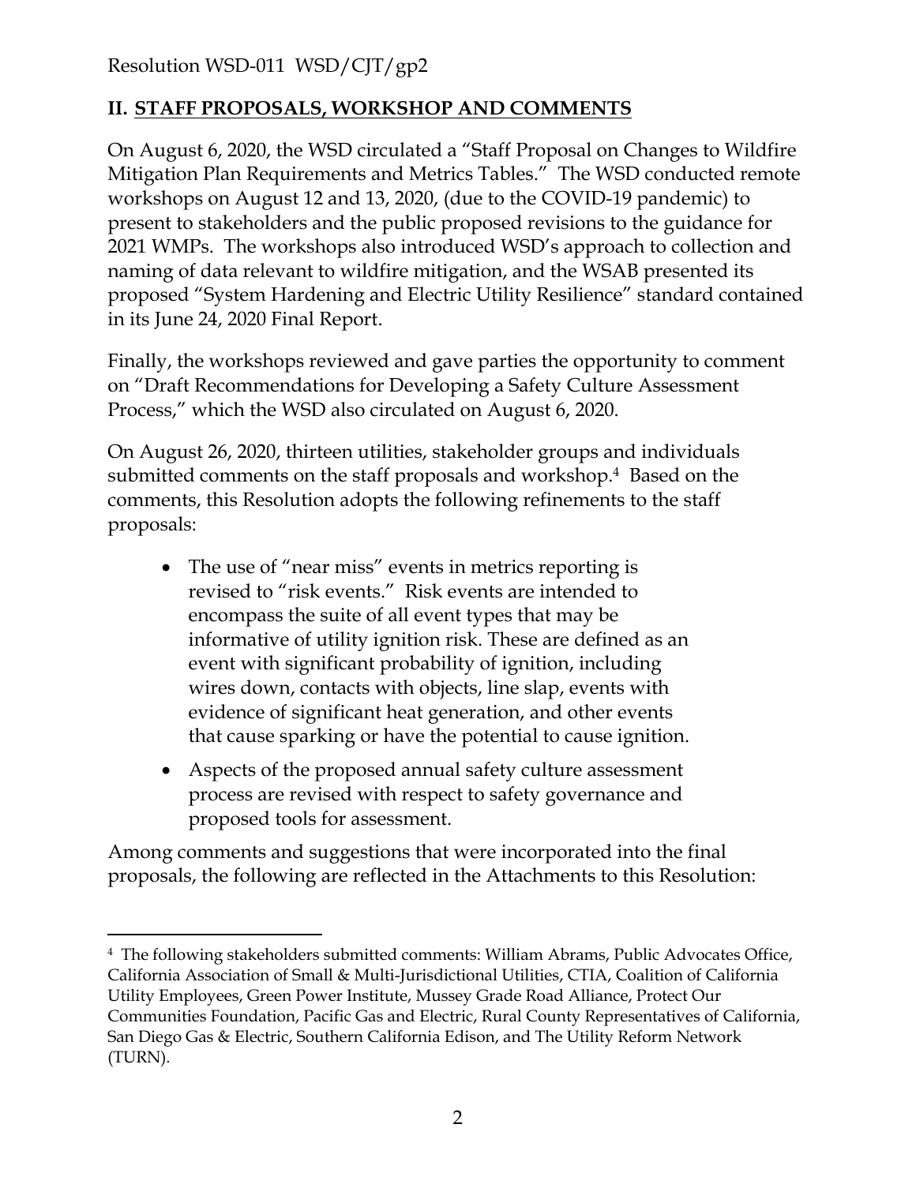## II. STAFF PROPOSALS, WORKSHOP AND COMMENTS

On August 6, 2020, the WSD circulated a "Staff Proposal on Changes to Wildfire Mitigation Plan Requirements and Metrics Tables." The WSD conducted remote workshops on August 12 and 13, 2020, (due to the COVID-19 pandemic) to present to stakeholders and the public proposed revisions to the guidance for 2021 WMPs. The workshops also introduced WSD's approach to collection and naming of data relevant to wildfire mitigation, and the WSAB presented its proposed "System Hardening and Electric Utility Resilience" standard contained in its June 24, 2020 Final Report.

Finally, the workshops reviewed and gave parties the opportunity to comment on "Draft Recommendations for Developing a Safety Culture Assessment Process," which the WSD also circulated on August 6, 2020.

On August 26, 2020, thirteen utilities, stakeholder groups and individuals submitted comments on the staff proposals and workshop.[4] Based on the comments, this Resolution adopts the following refinements to the staff proposals:

- The use of "near miss" events in metrics reporting is revised to "risk events." Risk events are intended to encompass the suite of all event types that may be informative of utility ignition risk. These are defined as an event with significant probability of ignition, including wires down, contacts with objects, line slap, events with evidence of significant heat generation, and other events that cause sparking or have the potential to cause ignition.
- Aspects of the proposed annual safety culture assessment process are revised with respect to safety governance and proposed tools for assessment.

Among comments and suggestions that were incorporated into the final proposals, the following are reflected in the Attachments to this Resolution:

[4] The following stakeholders submitted comments: William Abrams, Public Advocates Office, California Association of Small & Multi-Jurisdictional Utilities, CTIA, Coalition of California Utility Employees, Green Power Institute, Mussey Grade Road Alliance, Protect Our Communities Foundation, Pacific Gas and Electric, Rural County Representatives of California, San Diego Gas & Electric, Southern California Edison, and The Utility Reform Network (TURN).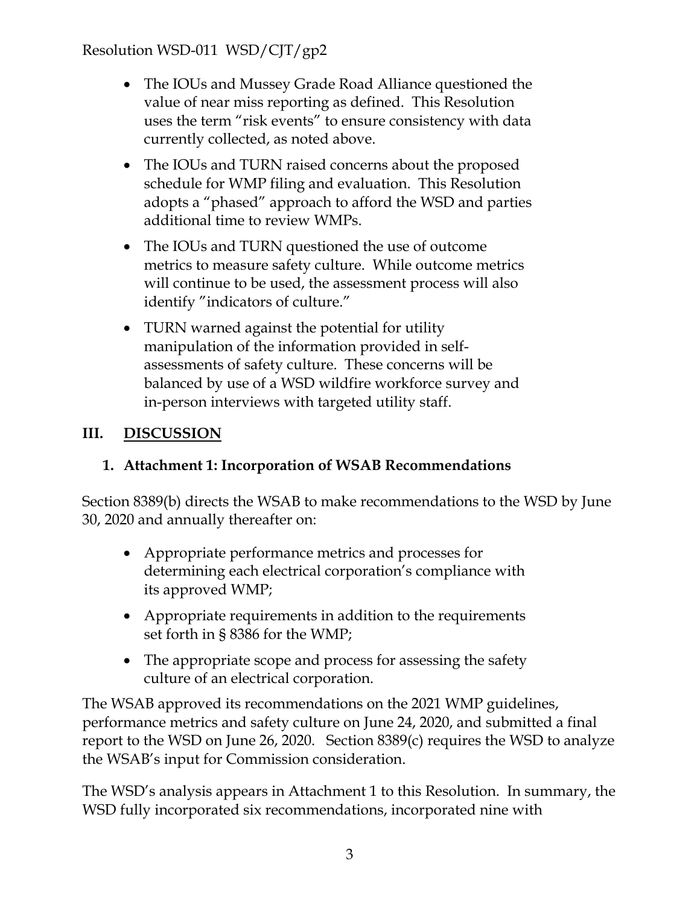- The IOUs and Mussey Grade Road Alliance questioned the value of near miss reporting as defined. This Resolution uses the term "risk events" to ensure consistency with data currently collected, as noted above.
- The IOUs and TURN raised concerns about the proposed schedule for WMP filing and evaluation. This Resolution adopts a "phased" approach to afford the WSD and parties additional time to review WMPs.
- The IOUs and TURN questioned the use of outcome metrics to measure safety culture. While outcome metrics will continue to be used, the assessment process will also identify "indicators of culture."
- TURN warned against the potential for utility manipulation of the information provided in self-assessments of safety culture. These concerns will be balanced by use of a WSD wildfire workforce survey and in-person interviews with targeted utility staff.

## III. DISCUSSION

### 1. Attachment 1: Incorporation of WSAB Recommendations

Section 8389(b) directs the WSAB to make recommendations to the WSD by June 30, 2020 and annually thereafter on:

- Appropriate performance metrics and processes for determining each electrical corporation's compliance with its approved WMP;
- Appropriate requirements in addition to the requirements set forth in § 8386 for the WMP;
- The appropriate scope and process for assessing the safety culture of an electrical corporation.

The WSAB approved its recommendations on the 2021 WMP guidelines, performance metrics and safety culture on June 24, 2020, and submitted a final report to the WSD on June 26, 2020. Section 8389(c) requires the WSD to analyze the WSAB's input for Commission consideration.

The WSD's analysis appears in Attachment 1 to this Resolution. In summary, the WSD fully incorporated six recommendations, incorporated nine with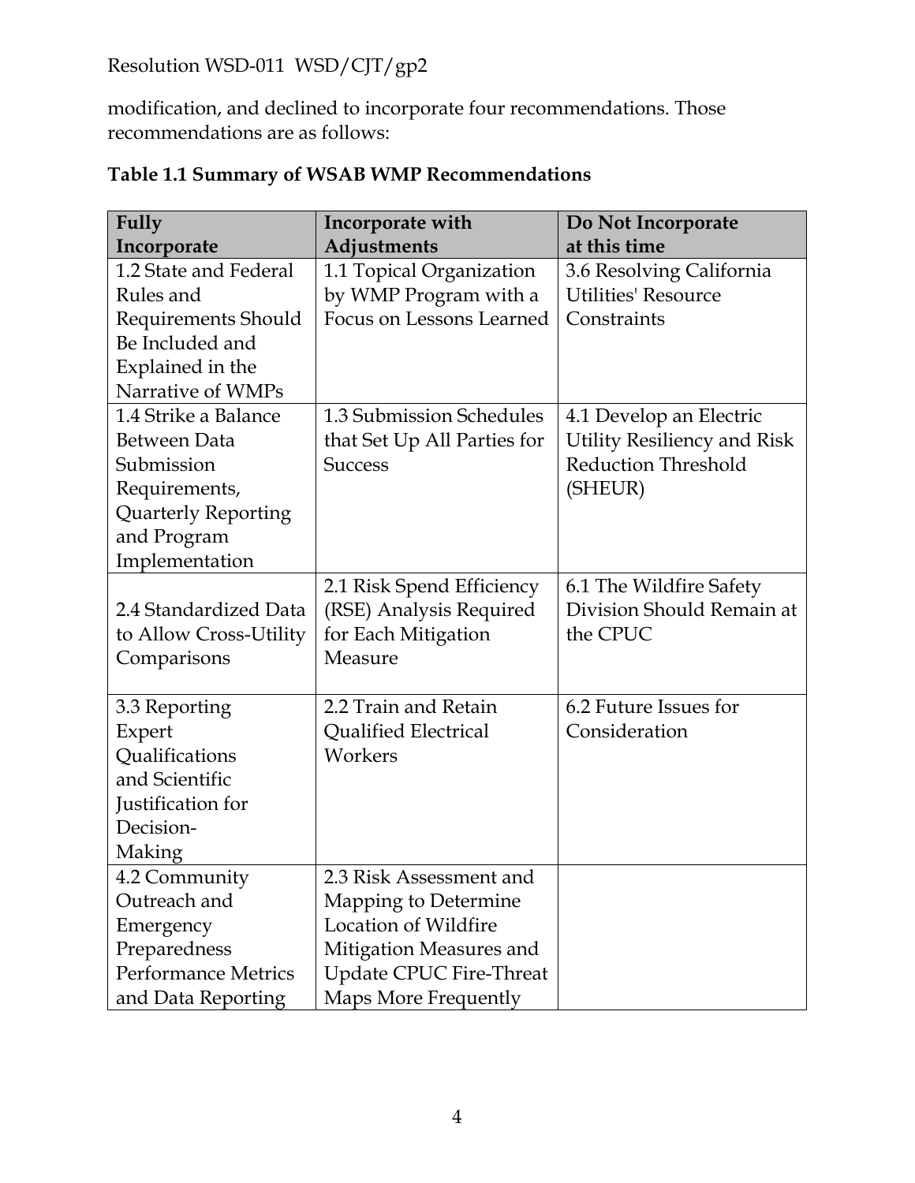modification, and declined to incorporate four recommendations. Those recommendations are as follows:

**Table 1.1 Summary of WSAB WMP Recommendations**

| Fully Incorporate | Incorporate with Adjustments | Do Not Incorporate at this time |
|---|---|---|
| 1.2 State and Federal Rules and Requirements Should Be Included and Explained in the Narrative of WMPs | 1.1 Topical Organization by WMP Program with a Focus on Lessons Learned | 3.6 Resolving California Utilities' Resource Constraints |
| 1.4 Strike a Balance Between Data Submission Requirements, Quarterly Reporting and Program Implementation | 1.3 Submission Schedules that Set Up All Parties for Success | 4.1 Develop an Electric Utility Resiliency and Risk Reduction Threshold (SHEUR) |
| 2.4 Standardized Data to Allow Cross-Utility Comparisons | 2.1 Risk Spend Efficiency (RSE) Analysis Required for Each Mitigation Measure | 6.1 The Wildfire Safety Division Should Remain at the CPUC |
| 3.3 Reporting Expert Qualifications and Scientific Justification for Decision-Making | 2.2 Train and Retain Qualified Electrical Workers | 6.2 Future Issues for Consideration |
| 4.2 Community Outreach and Emergency Preparedness Performance Metrics and Data Reporting | 2.3 Risk Assessment and Mapping to Determine Location of Wildfire Mitigation Measures and Update CPUC Fire-Threat Maps More Frequently | |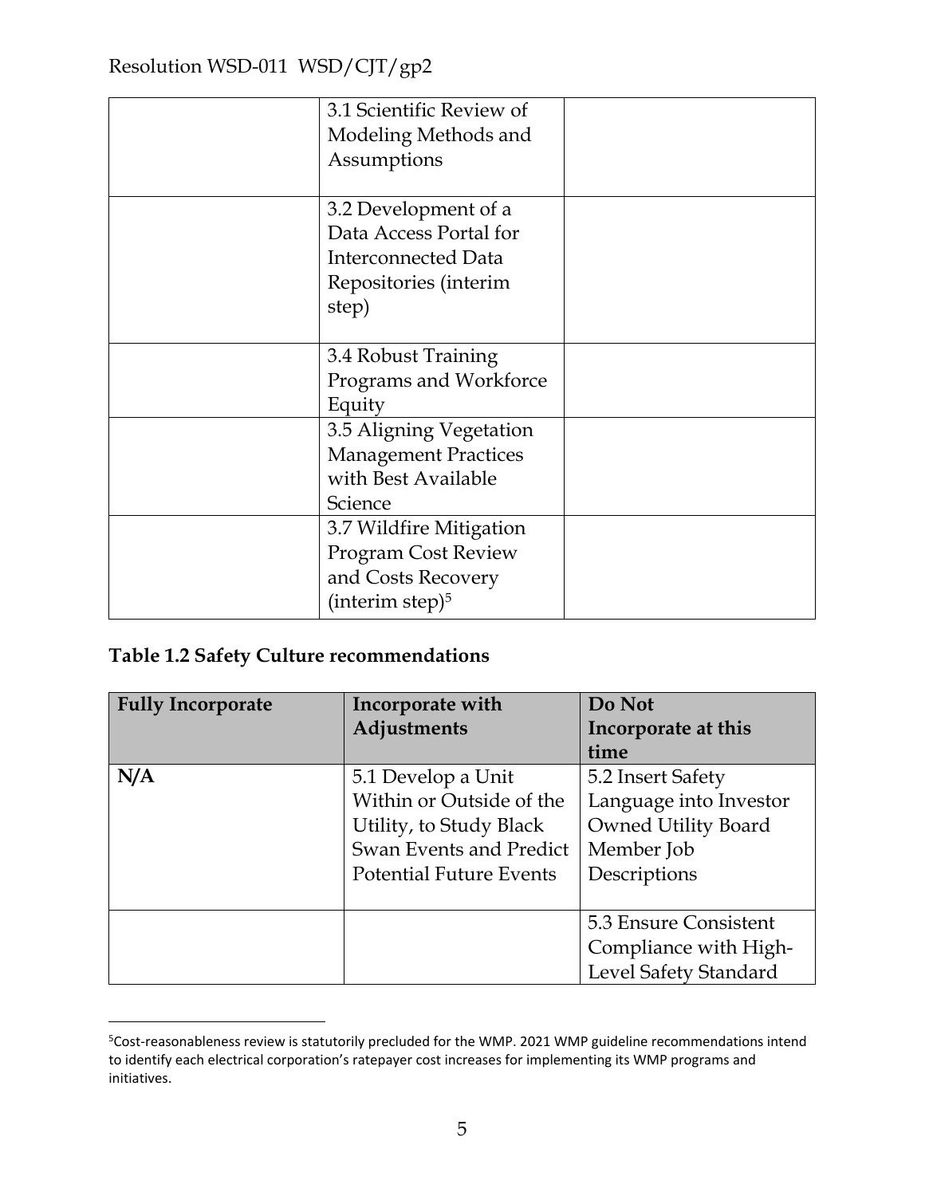|  | 3.1 Scientific Review of Modeling Methods and Assumptions |  |
|---|---|---|
|  | 3.2 Development of a Data Access Portal for Interconnected Data Repositories (interim step) |  |
|  | 3.4 Robust Training Programs and Workforce Equity |  |
|  | 3.5 Aligning Vegetation Management Practices with Best Available Science |  |
|  | 3.7 Wildfire Mitigation Program Cost Review and Costs Recovery (interim step)[5] |  |

**Table 1.2 Safety Culture recommendations**

| Fully Incorporate | Incorporate with Adjustments | Do Not Incorporate at this time |
|---|---|---|
| **N/A** | 5.1 Develop a Unit Within or Outside of the Utility, to Study Black Swan Events and Predict Potential Future Events | 5.2 Insert Safety Language into Investor Owned Utility Board Member Job Descriptions |
|  |  | 5.3 Ensure Consistent Compliance with High-Level Safety Standard |

[5] Cost-reasonableness review is statutorily precluded for the WMP. 2021 WMP guideline recommendations intend to identify each electrical corporation's ratepayer cost increases for implementing its WMP programs and initiatives.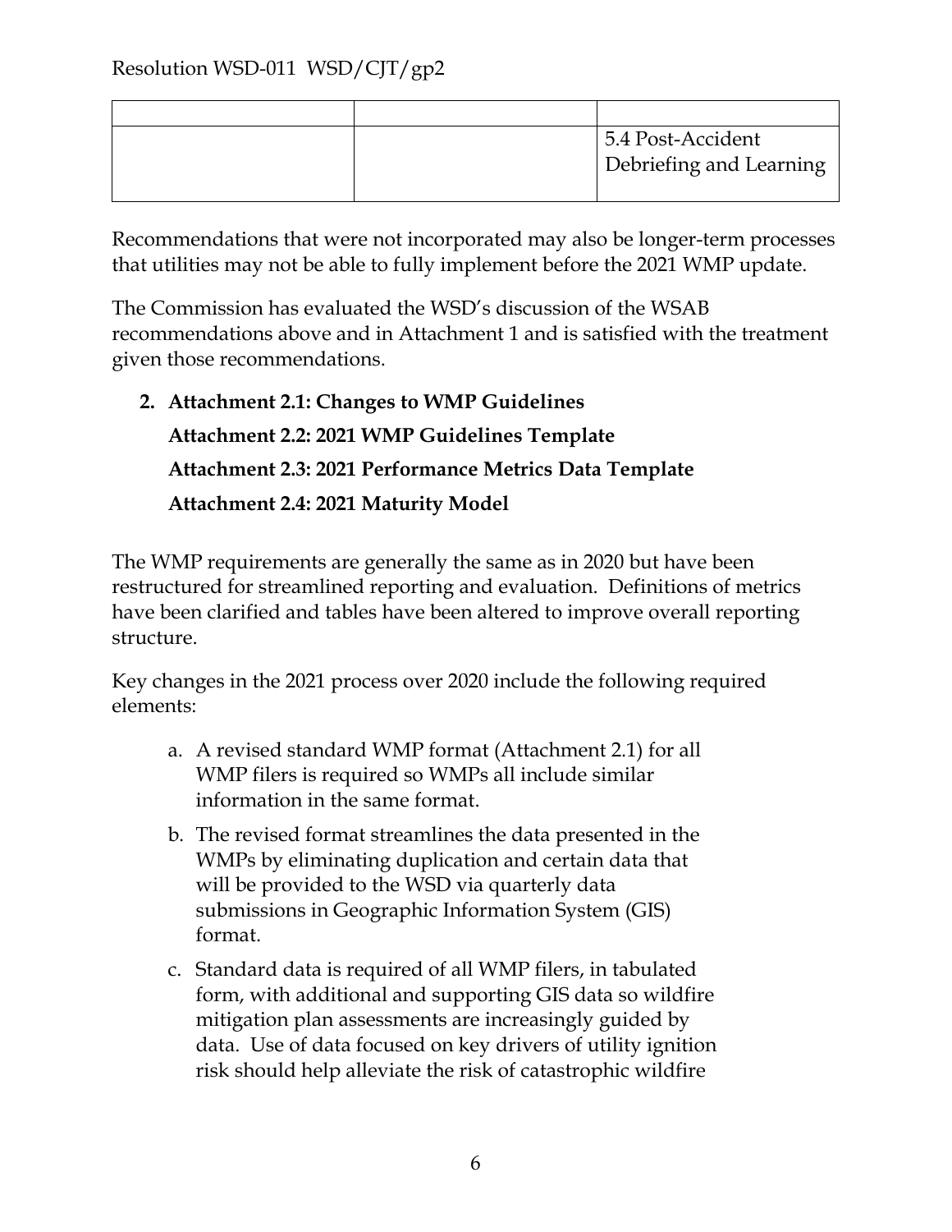| | | |
|---|---|---|
| | | 5.4 Post-Accident Debriefing and Learning |

Recommendations that were not incorporated may also be longer-term processes that utilities may not be able to fully implement before the 2021 WMP update.

The Commission has evaluated the WSD's discussion of the WSAB recommendations above and in Attachment 1 and is satisfied with the treatment given those recommendations.

2. **Attachment 2.1: Changes to WMP Guidelines**
   **Attachment 2.2: 2021 WMP Guidelines Template**
   **Attachment 2.3: 2021 Performance Metrics Data Template**
   **Attachment 2.4: 2021 Maturity Model**

The WMP requirements are generally the same as in 2020 but have been restructured for streamlined reporting and evaluation. Definitions of metrics have been clarified and tables have been altered to improve overall reporting structure.

Key changes in the 2021 process over 2020 include the following required elements:

a. A revised standard WMP format (Attachment 2.1) for all WMP filers is required so WMPs all include similar information in the same format.

b. The revised format streamlines the data presented in the WMPs by eliminating duplication and certain data that will be provided to the WSD via quarterly data submissions in Geographic Information System (GIS) format.

c. Standard data is required of all WMP filers, in tabulated form, with additional and supporting GIS data so wildfire mitigation plan assessments are increasingly guided by data. Use of data focused on key drivers of utility ignition risk should help alleviate the risk of catastrophic wildfire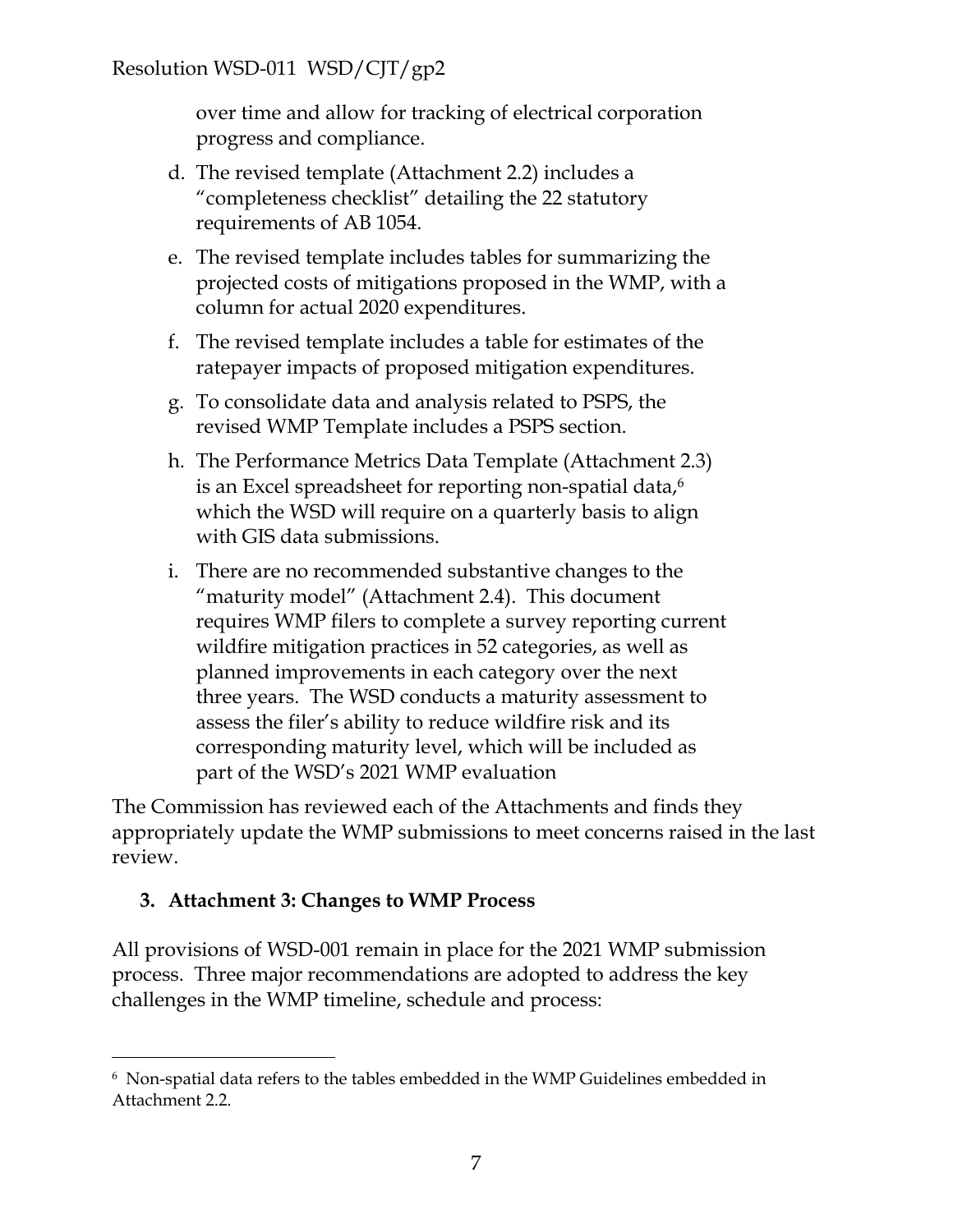over time and allow for tracking of electrical corporation progress and compliance.

d. The revised template (Attachment 2.2) includes a "completeness checklist" detailing the 22 statutory requirements of AB 1054.

e. The revised template includes tables for summarizing the projected costs of mitigations proposed in the WMP, with a column for actual 2020 expenditures.

f. The revised template includes a table for estimates of the ratepayer impacts of proposed mitigation expenditures.

g. To consolidate data and analysis related to PSPS, the revised WMP Template includes a PSPS section.

h. The Performance Metrics Data Template (Attachment 2.3) is an Excel spreadsheet for reporting non-spatial data,[6] which the WSD will require on a quarterly basis to align with GIS data submissions.

i. There are no recommended substantive changes to the "maturity model" (Attachment 2.4). This document requires WMP filers to complete a survey reporting current wildfire mitigation practices in 52 categories, as well as planned improvements in each category over the next three years. The WSD conducts a maturity assessment to assess the filer's ability to reduce wildfire risk and its corresponding maturity level, which will be included as part of the WSD's 2021 WMP evaluation

The Commission has reviewed each of the Attachments and finds they appropriately update the WMP submissions to meet concerns raised in the last review.

### 3. Attachment 3: Changes to WMP Process

All provisions of WSD-001 remain in place for the 2021 WMP submission process. Three major recommendations are adopted to address the key challenges in the WMP timeline, schedule and process:

---

[6] Non-spatial data refers to the tables embedded in the WMP Guidelines embedded in Attachment 2.2.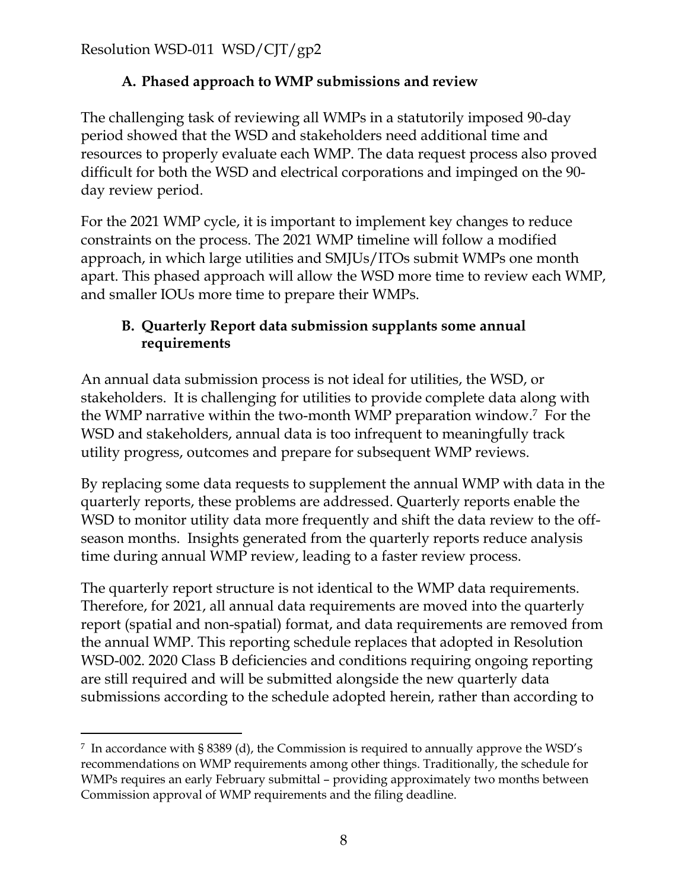### A. Phased approach to WMP submissions and review

The challenging task of reviewing all WMPs in a statutorily imposed 90-day period showed that the WSD and stakeholders need additional time and resources to properly evaluate each WMP. The data request process also proved difficult for both the WSD and electrical corporations and impinged on the 90-day review period.

For the 2021 WMP cycle, it is important to implement key changes to reduce constraints on the process. The 2021 WMP timeline will follow a modified approach, in which large utilities and SMJUs/ITOs submit WMPs one month apart. This phased approach will allow the WSD more time to review each WMP, and smaller IOUs more time to prepare their WMPs.

### B. Quarterly Report data submission supplants some annual requirements

An annual data submission process is not ideal for utilities, the WSD, or stakeholders. It is challenging for utilities to provide complete data along with the WMP narrative within the two-month WMP preparation window.[7] For the WSD and stakeholders, annual data is too infrequent to meaningfully track utility progress, outcomes and prepare for subsequent WMP reviews.

By replacing some data requests to supplement the annual WMP with data in the quarterly reports, these problems are addressed. Quarterly reports enable the WSD to monitor utility data more frequently and shift the data review to the off-season months. Insights generated from the quarterly reports reduce analysis time during annual WMP review, leading to a faster review process.

The quarterly report structure is not identical to the WMP data requirements. Therefore, for 2021, all annual data requirements are moved into the quarterly report (spatial and non-spatial) format, and data requirements are removed from the annual WMP. This reporting schedule replaces that adopted in Resolution WSD-002. 2020 Class B deficiencies and conditions requiring ongoing reporting are still required and will be submitted alongside the new quarterly data submissions according to the schedule adopted herein, rather than according to

---

[7] In accordance with § 8389 (d), the Commission is required to annually approve the WSD's recommendations on WMP requirements among other things. Traditionally, the schedule for WMPs requires an early February submittal – providing approximately two months between Commission approval of WMP requirements and the filing deadline.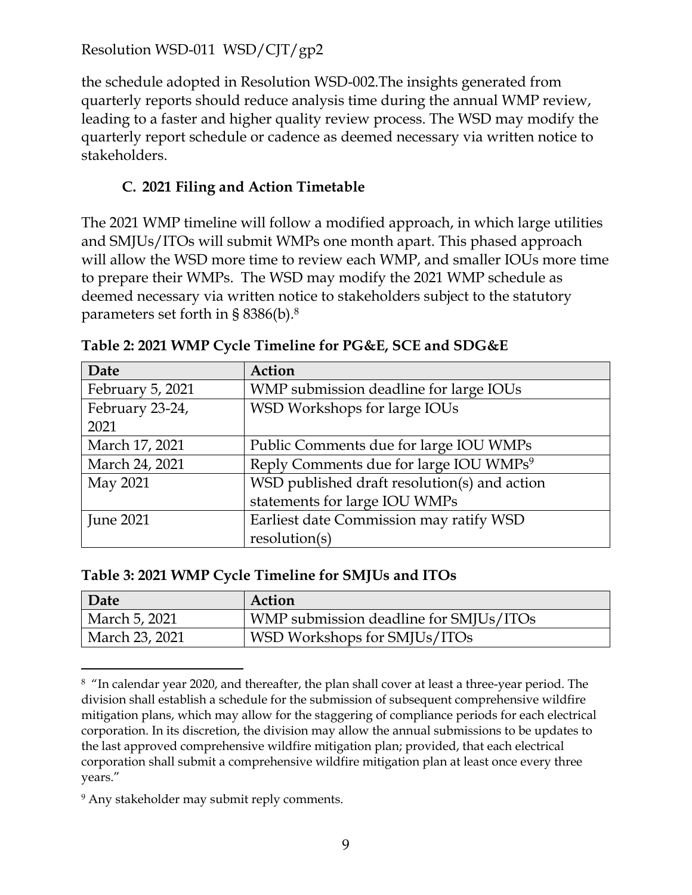the schedule adopted in Resolution WSD-002.The insights generated from quarterly reports should reduce analysis time during the annual WMP review, leading to a faster and higher quality review process. The WSD may modify the quarterly report schedule or cadence as deemed necessary via written notice to stakeholders.

### C. 2021 Filing and Action Timetable

The 2021 WMP timeline will follow a modified approach, in which large utilities and SMJUs/ITOs will submit WMPs one month apart. This phased approach will allow the WSD more time to review each WMP, and smaller IOUs more time to prepare their WMPs. The WSD may modify the 2021 WMP schedule as deemed necessary via written notice to stakeholders subject to the statutory parameters set forth in § 8386(b).[8]

**Table 2: 2021 WMP Cycle Timeline for PG&E, SCE and SDG&E**

| Date | Action |
|---|---|
| February 5, 2021 | WMP submission deadline for large IOUs |
| February 23-24, 2021 | WSD Workshops for large IOUs |
| March 17, 2021 | Public Comments due for large IOU WMPs |
| March 24, 2021 | Reply Comments due for large IOU WMPs[9] |
| May 2021 | WSD published draft resolution(s) and action statements for large IOU WMPs |
| June 2021 | Earliest date Commission may ratify WSD resolution(s) |

**Table 3: 2021 WMP Cycle Timeline for SMJUs and ITOs**

| Date | Action |
|---|---|
| March 5, 2021 | WMP submission deadline for SMJUs/ITOs |
| March 23, 2021 | WSD Workshops for SMJUs/ITOs |

[8] "In calendar year 2020, and thereafter, the plan shall cover at least a three-year period. The division shall establish a schedule for the submission of subsequent comprehensive wildfire mitigation plans, which may allow for the staggering of compliance periods for each electrical corporation. In its discretion, the division may allow the annual submissions to be updates to the last approved comprehensive wildfire mitigation plan; provided, that each electrical corporation shall submit a comprehensive wildfire mitigation plan at least once every three years."

[9] Any stakeholder may submit reply comments.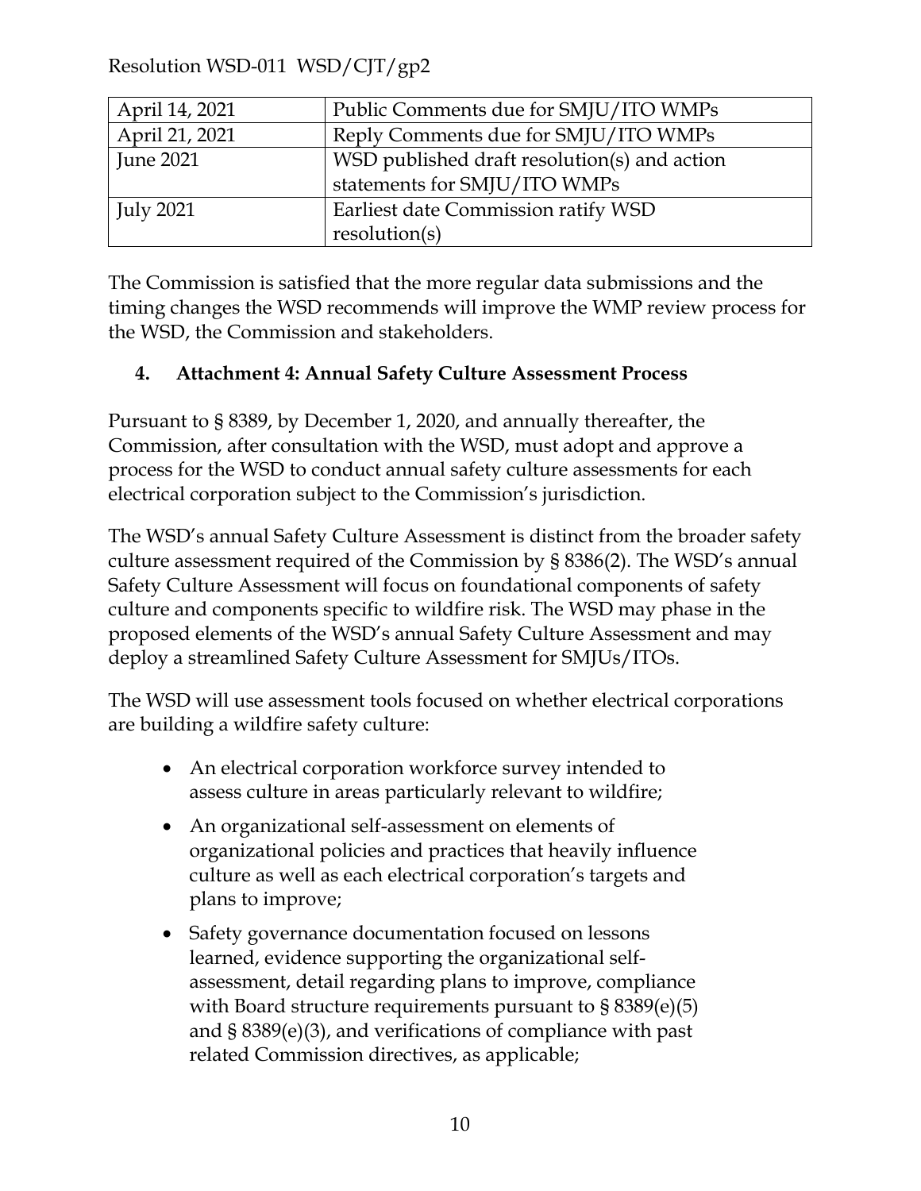| April 14, 2021 | Public Comments due for SMJU/ITO WMPs |
|---|---|
| April 21, 2021 | Reply Comments due for SMJU/ITO WMPs |
| June 2021 | WSD published draft resolution(s) and action statements for SMJU/ITO WMPs |
| July 2021 | Earliest date Commission ratify WSD resolution(s) |

The Commission is satisfied that the more regular data submissions and the timing changes the WSD recommends will improve the WMP review process for the WSD, the Commission and stakeholders.

## 4. Attachment 4: Annual Safety Culture Assessment Process

Pursuant to § 8389, by December 1, 2020, and annually thereafter, the Commission, after consultation with the WSD, must adopt and approve a process for the WSD to conduct annual safety culture assessments for each electrical corporation subject to the Commission's jurisdiction.

The WSD's annual Safety Culture Assessment is distinct from the broader safety culture assessment required of the Commission by § 8386(2). The WSD's annual Safety Culture Assessment will focus on foundational components of safety culture and components specific to wildfire risk. The WSD may phase in the proposed elements of the WSD's annual Safety Culture Assessment and may deploy a streamlined Safety Culture Assessment for SMJUs/ITOs.

The WSD will use assessment tools focused on whether electrical corporations are building a wildfire safety culture:

- An electrical corporation workforce survey intended to assess culture in areas particularly relevant to wildfire;
- An organizational self-assessment on elements of organizational policies and practices that heavily influence culture as well as each electrical corporation's targets and plans to improve;
- Safety governance documentation focused on lessons learned, evidence supporting the organizational self-assessment, detail regarding plans to improve, compliance with Board structure requirements pursuant to § 8389(e)(5) and § 8389(e)(3), and verifications of compliance with past related Commission directives, as applicable;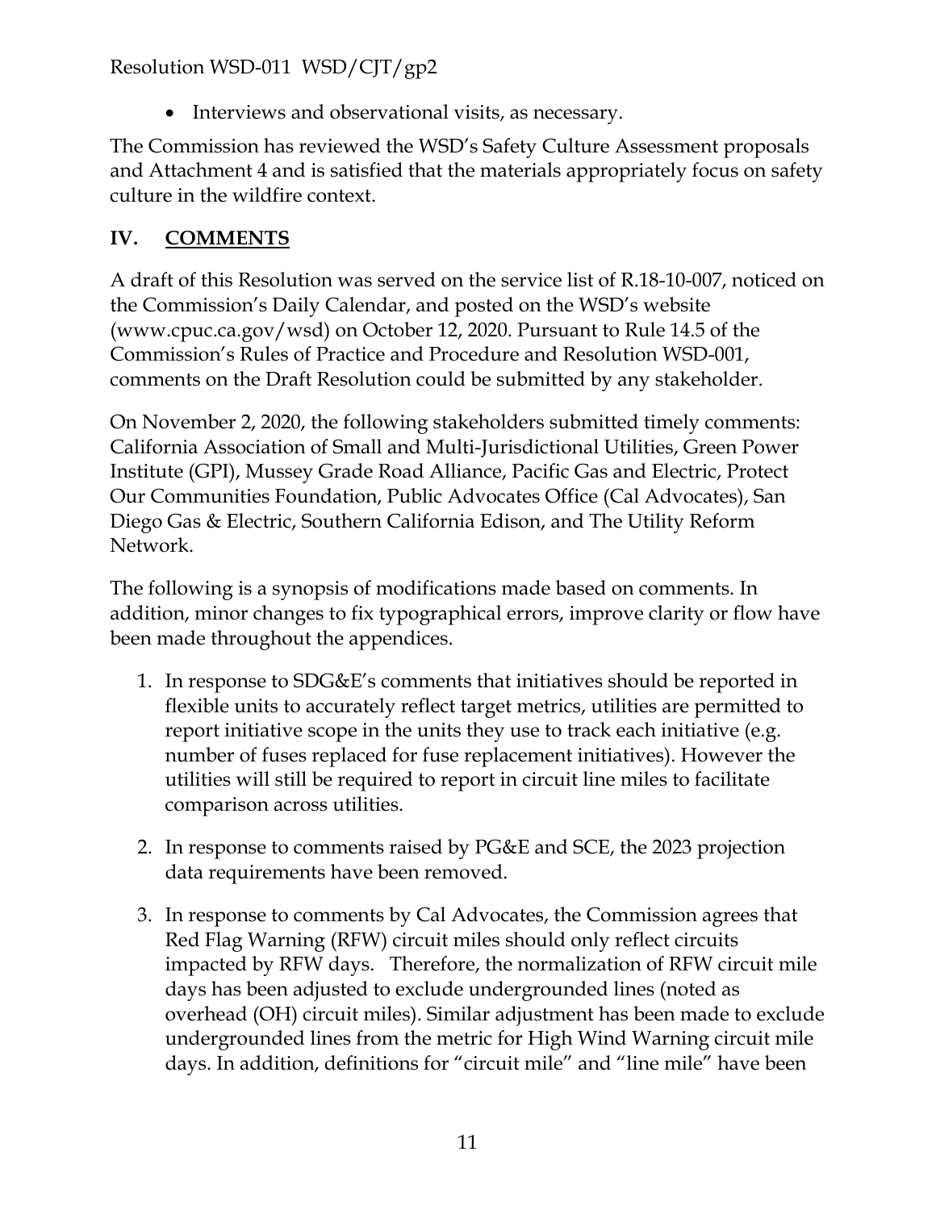- Interviews and observational visits, as necessary.

The Commission has reviewed the WSD's Safety Culture Assessment proposals and Attachment 4 and is satisfied that the materials appropriately focus on safety culture in the wildfire context.

## IV. COMMENTS

A draft of this Resolution was served on the service list of R.18-10-007, noticed on the Commission's Daily Calendar, and posted on the WSD's website (www.cpuc.ca.gov/wsd) on October 12, 2020. Pursuant to Rule 14.5 of the Commission's Rules of Practice and Procedure and Resolution WSD-001, comments on the Draft Resolution could be submitted by any stakeholder.

On November 2, 2020, the following stakeholders submitted timely comments: California Association of Small and Multi-Jurisdictional Utilities, Green Power Institute (GPI), Mussey Grade Road Alliance, Pacific Gas and Electric, Protect Our Communities Foundation, Public Advocates Office (Cal Advocates), San Diego Gas & Electric, Southern California Edison, and The Utility Reform Network.

The following is a synopsis of modifications made based on comments. In addition, minor changes to fix typographical errors, improve clarity or flow have been made throughout the appendices.

1. In response to SDG&E's comments that initiatives should be reported in flexible units to accurately reflect target metrics, utilities are permitted to report initiative scope in the units they use to track each initiative (e.g. number of fuses replaced for fuse replacement initiatives). However the utilities will still be required to report in circuit line miles to facilitate comparison across utilities.

2. In response to comments raised by PG&E and SCE, the 2023 projection data requirements have been removed.

3. In response to comments by Cal Advocates, the Commission agrees that Red Flag Warning (RFW) circuit miles should only reflect circuits impacted by RFW days. Therefore, the normalization of RFW circuit mile days has been adjusted to exclude undergrounded lines (noted as overhead (OH) circuit miles). Similar adjustment has been made to exclude undergrounded lines from the metric for High Wind Warning circuit mile days. In addition, definitions for "circuit mile" and "line mile" have been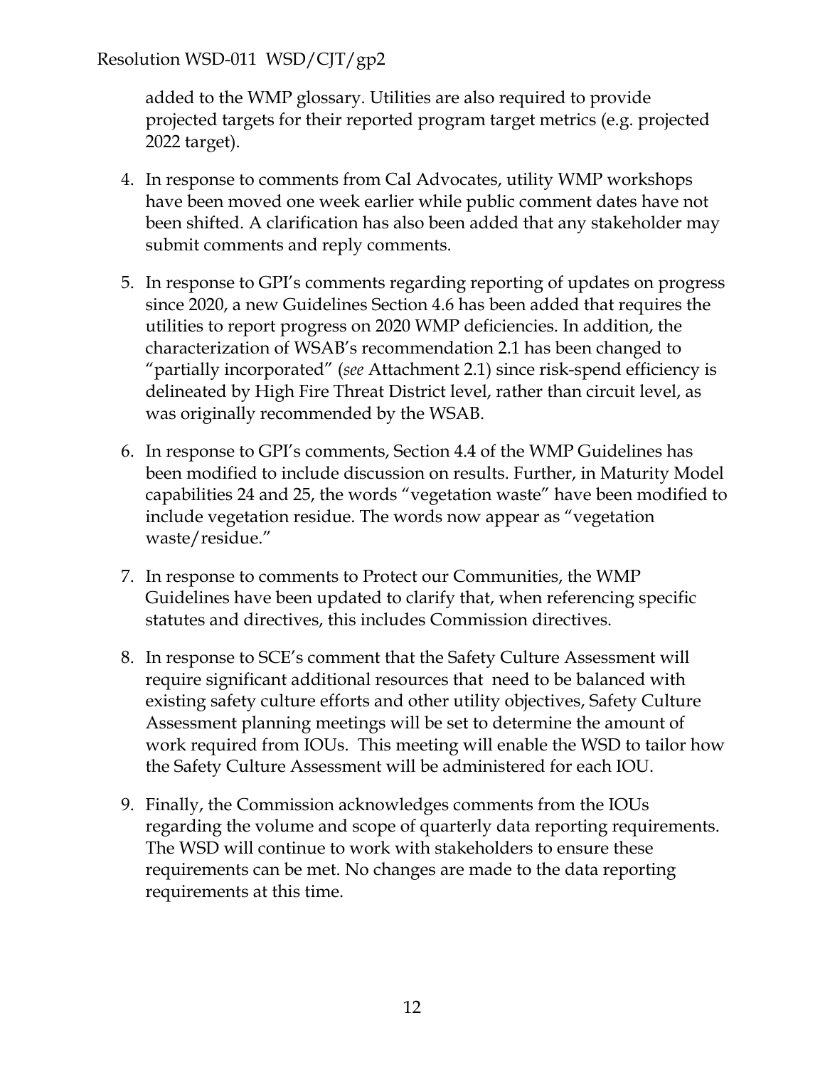added to the WMP glossary. Utilities are also required to provide projected targets for their reported program target metrics (e.g. projected 2022 target).

4. In response to comments from Cal Advocates, utility WMP workshops have been moved one week earlier while public comment dates have not been shifted. A clarification has also been added that any stakeholder may submit comments and reply comments.

5. In response to GPI's comments regarding reporting of updates on progress since 2020, a new Guidelines Section 4.6 has been added that requires the utilities to report progress on 2020 WMP deficiencies. In addition, the characterization of WSAB's recommendation 2.1 has been changed to "partially incorporated" (*see* Attachment 2.1) since risk-spend efficiency is delineated by High Fire Threat District level, rather than circuit level, as was originally recommended by the WSAB.

6. In response to GPI's comments, Section 4.4 of the WMP Guidelines has been modified to include discussion on results. Further, in Maturity Model capabilities 24 and 25, the words "vegetation waste" have been modified to include vegetation residue. The words now appear as "vegetation waste/residue."

7. In response to comments to Protect our Communities, the WMP Guidelines have been updated to clarify that, when referencing specific statutes and directives, this includes Commission directives.

8. In response to SCE's comment that the Safety Culture Assessment will require significant additional resources that need to be balanced with existing safety culture efforts and other utility objectives, Safety Culture Assessment planning meetings will be set to determine the amount of work required from IOUs. This meeting will enable the WSD to tailor how the Safety Culture Assessment will be administered for each IOU.

9. Finally, the Commission acknowledges comments from the IOUs regarding the volume and scope of quarterly data reporting requirements. The WSD will continue to work with stakeholders to ensure these requirements can be met. No changes are made to the data reporting requirements at this time.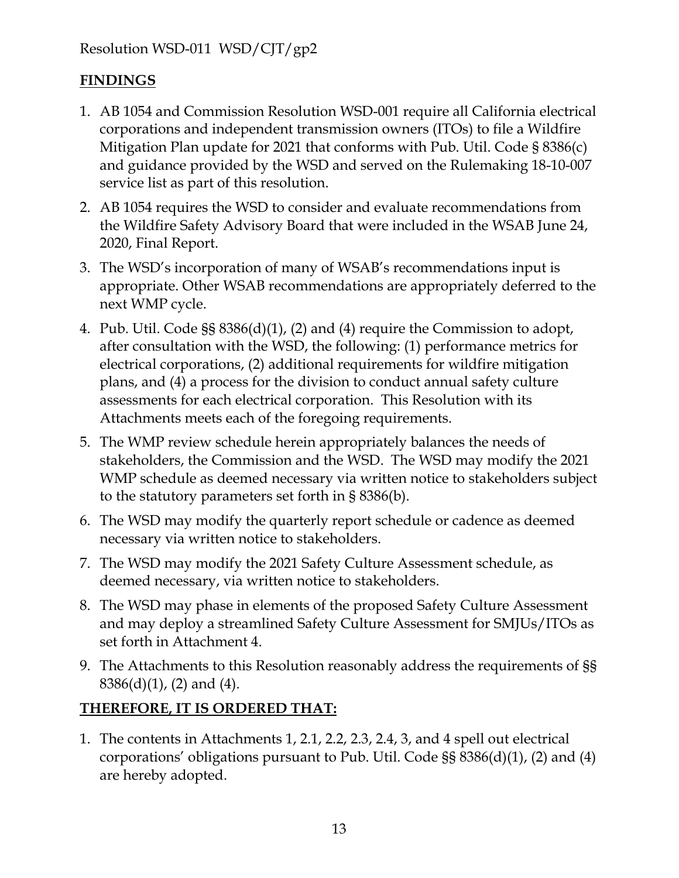**FINDINGS**

1. AB 1054 and Commission Resolution WSD-001 require all California electrical corporations and independent transmission owners (ITOs) to file a Wildfire Mitigation Plan update for 2021 that conforms with Pub. Util. Code § 8386(c) and guidance provided by the WSD and served on the Rulemaking 18-10-007 service list as part of this resolution.
2. AB 1054 requires the WSD to consider and evaluate recommendations from the Wildfire Safety Advisory Board that were included in the WSAB June 24, 2020, Final Report.
3. The WSD's incorporation of many of WSAB's recommendations input is appropriate. Other WSAB recommendations are appropriately deferred to the next WMP cycle.
4. Pub. Util. Code §§ 8386(d)(1), (2) and (4) require the Commission to adopt, after consultation with the WSD, the following: (1) performance metrics for electrical corporations, (2) additional requirements for wildfire mitigation plans, and (4) a process for the division to conduct annual safety culture assessments for each electrical corporation. This Resolution with its Attachments meets each of the foregoing requirements.
5. The WMP review schedule herein appropriately balances the needs of stakeholders, the Commission and the WSD. The WSD may modify the 2021 WMP schedule as deemed necessary via written notice to stakeholders subject to the statutory parameters set forth in § 8386(b).
6. The WSD may modify the quarterly report schedule or cadence as deemed necessary via written notice to stakeholders.
7. The WSD may modify the 2021 Safety Culture Assessment schedule, as deemed necessary, via written notice to stakeholders.
8. The WSD may phase in elements of the proposed Safety Culture Assessment and may deploy a streamlined Safety Culture Assessment for SMJUs/ITOs as set forth in Attachment 4.
9. The Attachments to this Resolution reasonably address the requirements of §§ 8386(d)(1), (2) and (4).

**THEREFORE, IT IS ORDERED THAT:**

1. The contents in Attachments 1, 2.1, 2.2, 2.3, 2.4, 3, and 4 spell out electrical corporations' obligations pursuant to Pub. Util. Code §§ 8386(d)(1), (2) and (4) are hereby adopted.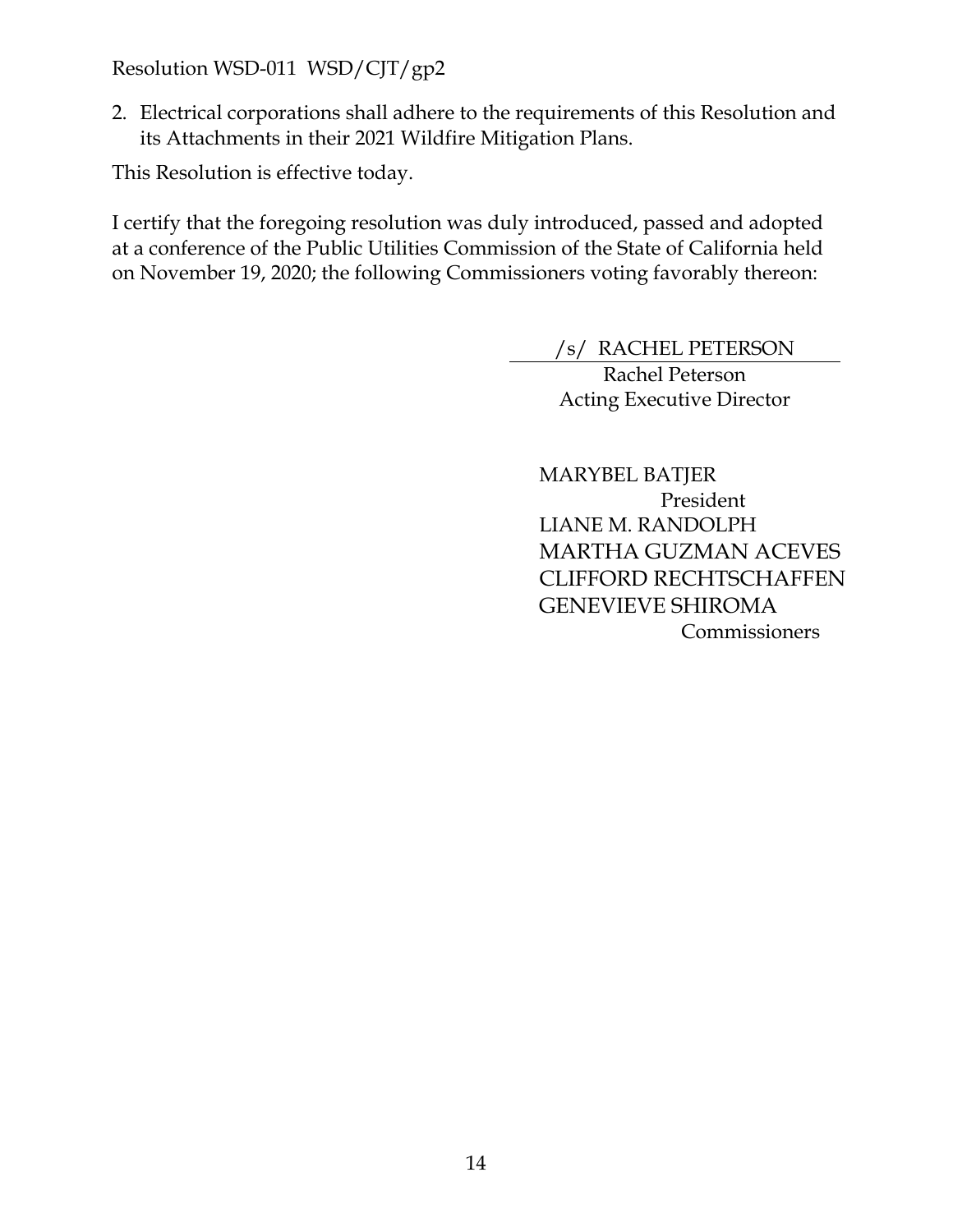2. Electrical corporations shall adhere to the requirements of this Resolution and its Attachments in their 2021 Wildfire Mitigation Plans.

This Resolution is effective today.

I certify that the foregoing resolution was duly introduced, passed and adopted at a conference of the Public Utilities Commission of the State of California held on November 19, 2020; the following Commissioners voting favorably thereon:

/s/ RACHEL PETERSON
Rachel Peterson
Acting Executive Director

MARYBEL BATJER
President
LIANE M. RANDOLPH
MARTHA GUZMAN ACEVES
CLIFFORD RECHTSCHAFFEN
GENEVIEVE SHIROMA
Commissioners